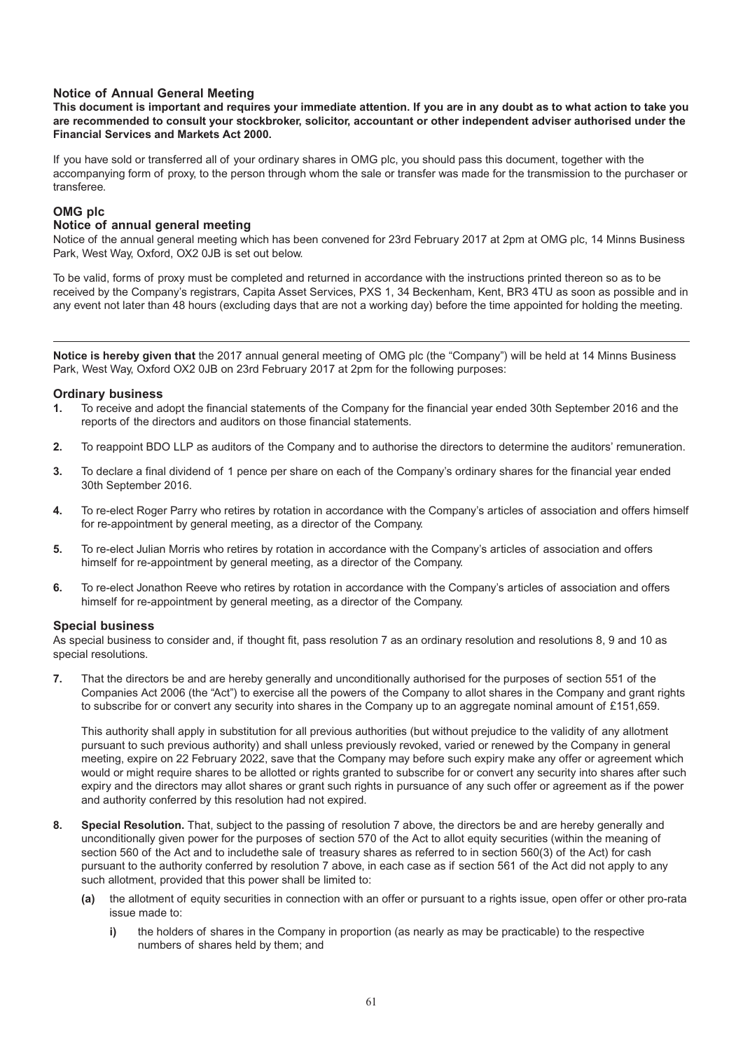## Notice of Annual General Meeting

**This document is important and requires your immediate attention. If you are in any doubt as to what action to take you are recommended to consult your stockbroker, solicitor, accountant or other independent adviser authorised under the Financial Services and Markets Act 2000.**

If you have sold or transferred all of your ordinary shares in OMG plc, you should pass this document, together with the accompanying form of proxy, to the person through whom the sale or transfer was made for the transmission to the purchaser or transferee.

## OMG plc

### Notice of annual general meeting

Notice of the annual general meeting which has been convened for 23rd February 2017 at 2pm at OMG plc, 14 Minns Business Park, West Way, Oxford, OX2 0JB is set out below.

To be valid, forms of proxy must be completed and returned in accordance with the instructions printed thereon so as to be received by the Company's registrars, Capita Asset Services, PXS 1, 34 Beckenham, Kent, BR3 4TU as soon as possible and in any event not later than 48 hours (excluding days that are not a working day) before the time appointed for holding the meeting.

---

**Notice is hereby given that** the 2017 annual general meeting of OMG plc (the "Company") will be held at 14 Minns Business Park, West Way, Oxford OX2 0JB on 23rd February 2017 at 2pm for the following purposes:

### Ordinary business

**1.** To receive and adopt the financial statements of the Company for the financial year ended 30th September 2016 and the reports of the directors and auditors on those financial statements.

**2.** To reappoint BDO LLP as auditors of the Company and to authorise the directors to determine the auditors' remuneration.

**3.** To declare a final dividend of 1 pence per share on each of the Company's ordinary shares for the financial year ended 30th September 2016.

**4.** To re-elect Roger Parry who retires by rotation in accordance with the Company's articles of association and offers himself for re-appointment by general meeting, as a director of the Company.

**5.** To re-elect Julian Morris who retires by rotation in accordance with the Company's articles of association and offers himself for re-appointment by general meeting, as a director of the Company.

**6.** To re-elect Jonathon Reeve who retires by rotation in accordance with the Company's articles of association and offers himself for re-appointment by general meeting, as a director of the Company.

### Special business

As special business to consider and, if thought fit, pass resolution 7 as an ordinary resolution and resolutions 8, 9 and 10 as special resolutions.

**7.** That the directors be and are hereby generally and unconditionally authorised for the purposes of section 551 of the Companies Act 2006 (the "Act") to exercise all the powers of the Company to allot shares in the Company and grant rights to subscribe for or convert any security into shares in the Company up to an aggregate nominal amount of £151,659.

This authority shall apply in substitution for all previous authorities (but without prejudice to the validity of any allotment pursuant to such previous authority) and shall unless previously revoked, varied or renewed by the Company in general meeting, expire on 22 February 2022, save that the Company may before such expiry make any offer or agreement which would or might require shares to be allotted or rights granted to subscribe for or convert any security into shares after such expiry and the directors may allot shares or grant such rights in pursuance of any such offer or agreement as if the power and authority conferred by this resolution had not expired.

**8.** **Special Resolution.** That, subject to the passing of resolution 7 above, the directors be and are hereby generally and unconditionally given power for the purposes of section 570 of the Act to allot equity securities (within the meaning of section 560 of the Act and to includethe sale of treasury shares as referred to in section 560(3) of the Act) for cash pursuant to the authority conferred by resolution 7 above, in each case as if section 561 of the Act did not apply to any such allotment, provided that this power shall be limited to:

**(a)** the allotment of equity securities in connection with an offer or pursuant to a rights issue, open offer or other pro-rata issue made to:

**i)** the holders of shares in the Company in proportion (as nearly as may be practicable) to the respective numbers of shares held by them; and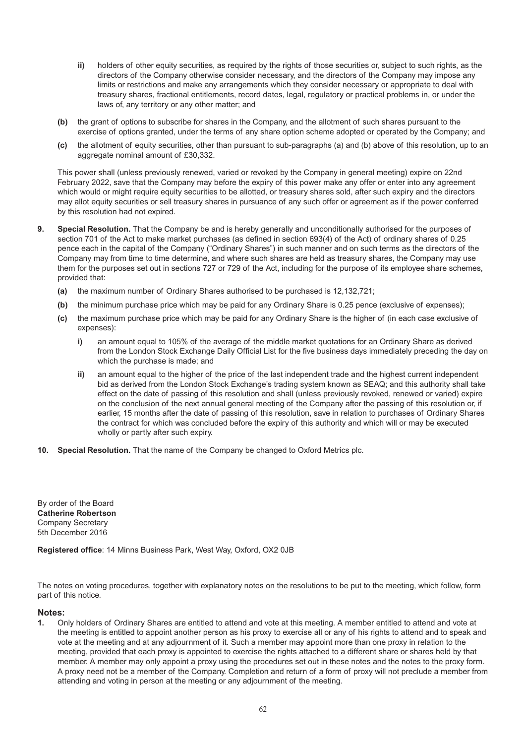- **ii)** holders of other equity securities, as required by the rights of those securities or, subject to such rights, as the directors of the Company otherwise consider necessary, and the directors of the Company may impose any limits or restrictions and make any arrangements which they consider necessary or appropriate to deal with treasury shares, fractional entitlements, record dates, legal, regulatory or practical problems in, or under the laws of, any territory or any other matter; and

**(b)** the grant of options to subscribe for shares in the Company, and the allotment of such shares pursuant to the exercise of options granted, under the terms of any share option scheme adopted or operated by the Company; and

**(c)** the allotment of equity securities, other than pursuant to sub-paragraphs (a) and (b) above of this resolution, up to an aggregate nominal amount of £30,332.

This power shall (unless previously renewed, varied or revoked by the Company in general meeting) expire on 22nd February 2022, save that the Company may before the expiry of this power make any offer or enter into any agreement which would or might require equity securities to be allotted, or treasury shares sold, after such expiry and the directors may allot equity securities or sell treasury shares in pursuance of any such offer or agreement as if the power conferred by this resolution had not expired.

**9. Special Resolution.** That the Company be and is hereby generally and unconditionally authorised for the purposes of section 701 of the Act to make market purchases (as defined in section 693(4) of the Act) of ordinary shares of 0.25 pence each in the capital of the Company ("Ordinary Shares") in such manner and on such terms as the directors of the Company may from time to time determine, and where such shares are held as treasury shares, the Company may use them for the purposes set out in sections 727 or 729 of the Act, including for the purpose of its employee share schemes, provided that:

**(a)** the maximum number of Ordinary Shares authorised to be purchased is 12,132,721;

**(b)** the minimum purchase price which may be paid for any Ordinary Share is 0.25 pence (exclusive of expenses);

**(c)** the maximum purchase price which may be paid for any Ordinary Share is the higher of (in each case exclusive of expenses):

- **i)** an amount equal to 105% of the average of the middle market quotations for an Ordinary Share as derived from the London Stock Exchange Daily Official List for the five business days immediately preceding the day on which the purchase is made; and
- **ii)** an amount equal to the higher of the price of the last independent trade and the highest current independent bid as derived from the London Stock Exchange's trading system known as SEAQ; and this authority shall take effect on the date of passing of this resolution and shall (unless previously revoked, renewed or varied) expire on the conclusion of the next annual general meeting of the Company after the passing of this resolution or, if earlier, 15 months after the date of passing of this resolution, save in relation to purchases of Ordinary Shares the contract for which was concluded before the expiry of this authority and which will or may be executed wholly or partly after such expiry.

**10. Special Resolution.** That the name of the Company be changed to Oxford Metrics plc.

By order of the Board
**Catherine Robertson**
Company Secretary
5th December 2016

**Registered office**: 14 Minns Business Park, West Way, Oxford, OX2 0JB

The notes on voting procedures, together with explanatory notes on the resolutions to be put to the meeting, which follow, form part of this notice.

## Notes:

**1.** Only holders of Ordinary Shares are entitled to attend and vote at this meeting. A member entitled to attend and vote at the meeting is entitled to appoint another person as his proxy to exercise all or any of his rights to attend and to speak and vote at the meeting and at any adjournment of it. Such a member may appoint more than one proxy in relation to the meeting, provided that each proxy is appointed to exercise the rights attached to a different share or shares held by that member. A member may only appoint a proxy using the procedures set out in these notes and the notes to the proxy form. A proxy need not be a member of the Company. Completion and return of a form of proxy will not preclude a member from attending and voting in person at the meeting or any adjournment of the meeting.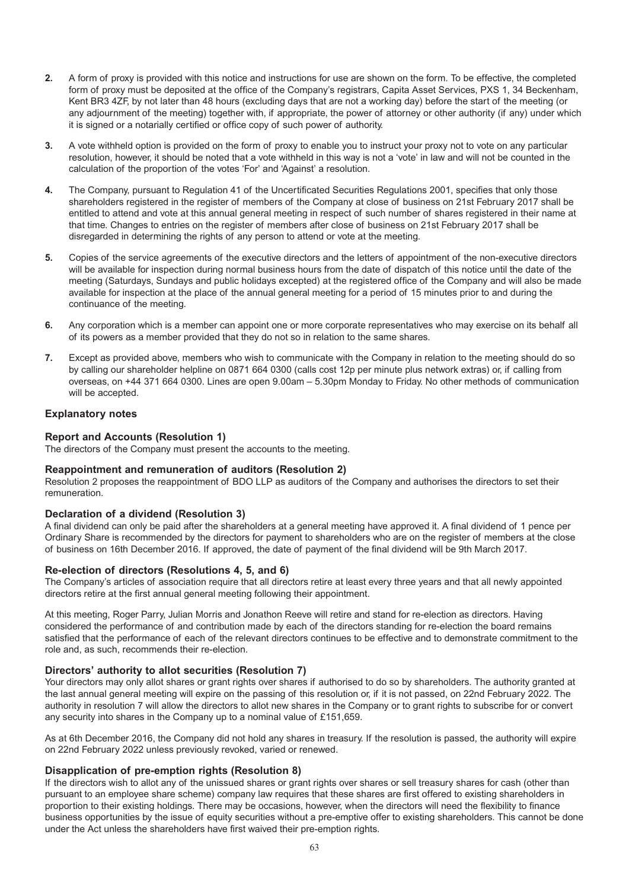2. A form of proxy is provided with this notice and instructions for use are shown on the form. To be effective, the completed form of proxy must be deposited at the office of the Company's registrars, Capita Asset Services, PXS 1, 34 Beckenham, Kent BR3 4ZF, by not later than 48 hours (excluding days that are not a working day) before the start of the meeting (or any adjournment of the meeting) together with, if appropriate, the power of attorney or other authority (if any) under which it is signed or a notarially certified or office copy of such power of authority.

3. A vote withheld option is provided on the form of proxy to enable you to instruct your proxy not to vote on any particular resolution, however, it should be noted that a vote withheld in this way is not a 'vote' in law and will not be counted in the calculation of the proportion of the votes 'For' and 'Against' a resolution.

4. The Company, pursuant to Regulation 41 of the Uncertificated Securities Regulations 2001, specifies that only those shareholders registered in the register of members of the Company at close of business on 21st February 2017 shall be entitled to attend and vote at this annual general meeting in respect of such number of shares registered in their name at that time. Changes to entries on the register of members after close of business on 21st February 2017 shall be disregarded in determining the rights of any person to attend or vote at the meeting.

5. Copies of the service agreements of the executive directors and the letters of appointment of the non-executive directors will be available for inspection during normal business hours from the date of dispatch of this notice until the date of the meeting (Saturdays, Sundays and public holidays excepted) at the registered office of the Company and will also be made available for inspection at the place of the annual general meeting for a period of 15 minutes prior to and during the continuance of the meeting.

6. Any corporation which is a member can appoint one or more corporate representatives who may exercise on its behalf all of its powers as a member provided that they do not so in relation to the same shares.

7. Except as provided above, members who wish to communicate with the Company in relation to the meeting should do so by calling our shareholder helpline on 0871 664 0300 (calls cost 12p per minute plus network extras) or, if calling from overseas, on +44 371 664 0300. Lines are open 9.00am – 5.30pm Monday to Friday. No other methods of communication will be accepted.

## Explanatory notes

### Report and Accounts (Resolution 1)

The directors of the Company must present the accounts to the meeting.

### Reappointment and remuneration of auditors (Resolution 2)

Resolution 2 proposes the reappointment of BDO LLP as auditors of the Company and authorises the directors to set their remuneration.

### Declaration of a dividend (Resolution 3)

A final dividend can only be paid after the shareholders at a general meeting have approved it. A final dividend of 1 pence per Ordinary Share is recommended by the directors for payment to shareholders who are on the register of members at the close of business on 16th December 2016. If approved, the date of payment of the final dividend will be 9th March 2017.

### Re-election of directors (Resolutions 4, 5, and 6)

The Company's articles of association require that all directors retire at least every three years and that all newly appointed directors retire at the first annual general meeting following their appointment.

At this meeting, Roger Parry, Julian Morris and Jonathon Reeve will retire and stand for re-election as directors. Having considered the performance of and contribution made by each of the directors standing for re-election the board remains satisfied that the performance of each of the relevant directors continues to be effective and to demonstrate commitment to the role and, as such, recommends their re-election.

### Directors' authority to allot securities (Resolution 7)

Your directors may only allot shares or grant rights over shares if authorised to do so by shareholders. The authority granted at the last annual general meeting will expire on the passing of this resolution or, if it is not passed, on 22nd February 2022. The authority in resolution 7 will allow the directors to allot new shares in the Company or to grant rights to subscribe for or convert any security into shares in the Company up to a nominal value of £151,659.

As at 6th December 2016, the Company did not hold any shares in treasury. If the resolution is passed, the authority will expire on 22nd February 2022 unless previously revoked, varied or renewed.

### Disapplication of pre-emption rights (Resolution 8)

If the directors wish to allot any of the unissued shares or grant rights over shares or sell treasury shares for cash (other than pursuant to an employee share scheme) company law requires that these shares are first offered to existing shareholders in proportion to their existing holdings. There may be occasions, however, when the directors will need the flexibility to finance business opportunities by the issue of equity securities without a pre-emptive offer to existing shareholders. This cannot be done under the Act unless the shareholders have first waived their pre-emption rights.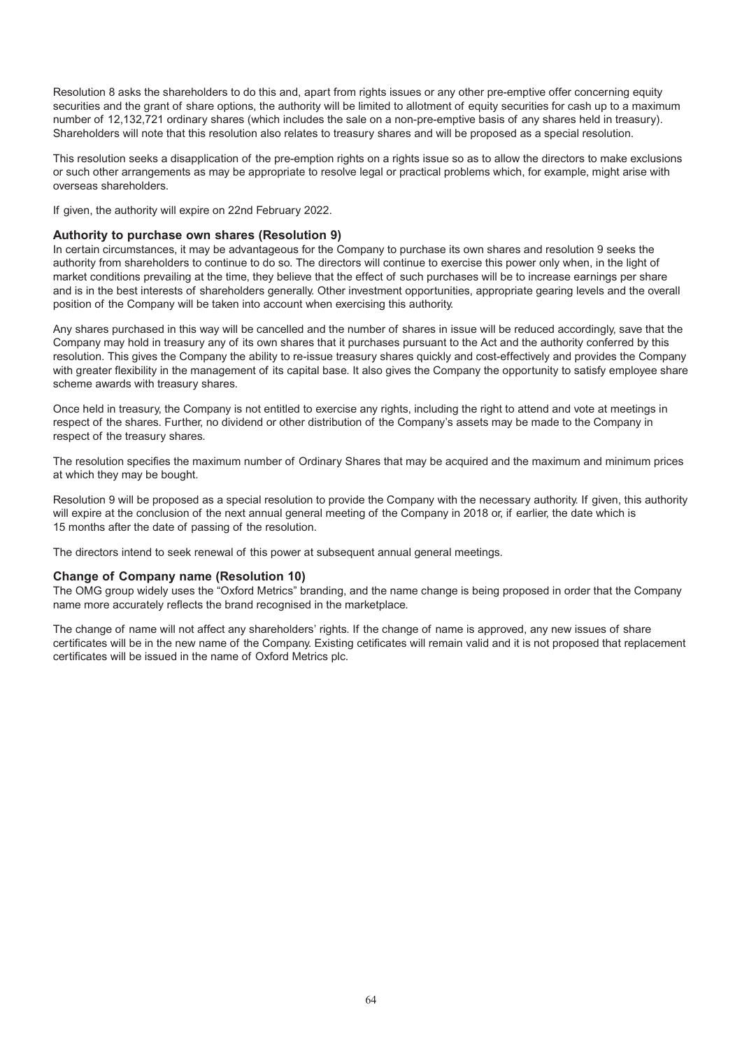Resolution 8 asks the shareholders to do this and, apart from rights issues or any other pre-emptive offer concerning equity securities and the grant of share options, the authority will be limited to allotment of equity securities for cash up to a maximum number of 12,132,721 ordinary shares (which includes the sale on a non-pre-emptive basis of any shares held in treasury). Shareholders will note that this resolution also relates to treasury shares and will be proposed as a special resolution.

This resolution seeks a disapplication of the pre-emption rights on a rights issue so as to allow the directors to make exclusions or such other arrangements as may be appropriate to resolve legal or practical problems which, for example, might arise with overseas shareholders.

If given, the authority will expire on 22nd February 2022.

### Authority to purchase own shares (Resolution 9)

In certain circumstances, it may be advantageous for the Company to purchase its own shares and resolution 9 seeks the authority from shareholders to continue to do so. The directors will continue to exercise this power only when, in the light of market conditions prevailing at the time, they believe that the effect of such purchases will be to increase earnings per share and is in the best interests of shareholders generally. Other investment opportunities, appropriate gearing levels and the overall position of the Company will be taken into account when exercising this authority.

Any shares purchased in this way will be cancelled and the number of shares in issue will be reduced accordingly, save that the Company may hold in treasury any of its own shares that it purchases pursuant to the Act and the authority conferred by this resolution. This gives the Company the ability to re-issue treasury shares quickly and cost-effectively and provides the Company with greater flexibility in the management of its capital base. It also gives the Company the opportunity to satisfy employee share scheme awards with treasury shares.

Once held in treasury, the Company is not entitled to exercise any rights, including the right to attend and vote at meetings in respect of the shares. Further, no dividend or other distribution of the Company's assets may be made to the Company in respect of the treasury shares.

The resolution specifies the maximum number of Ordinary Shares that may be acquired and the maximum and minimum prices at which they may be bought.

Resolution 9 will be proposed as a special resolution to provide the Company with the necessary authority. If given, this authority will expire at the conclusion of the next annual general meeting of the Company in 2018 or, if earlier, the date which is 15 months after the date of passing of the resolution.

The directors intend to seek renewal of this power at subsequent annual general meetings.

### Change of Company name (Resolution 10)

The OMG group widely uses the "Oxford Metrics" branding, and the name change is being proposed in order that the Company name more accurately reflects the brand recognised in the marketplace.

The change of name will not affect any shareholders' rights. If the change of name is approved, any new issues of share certificates will be in the new name of the Company. Existing cetificates will remain valid and it is not proposed that replacement certificates will be issued in the name of Oxford Metrics plc.